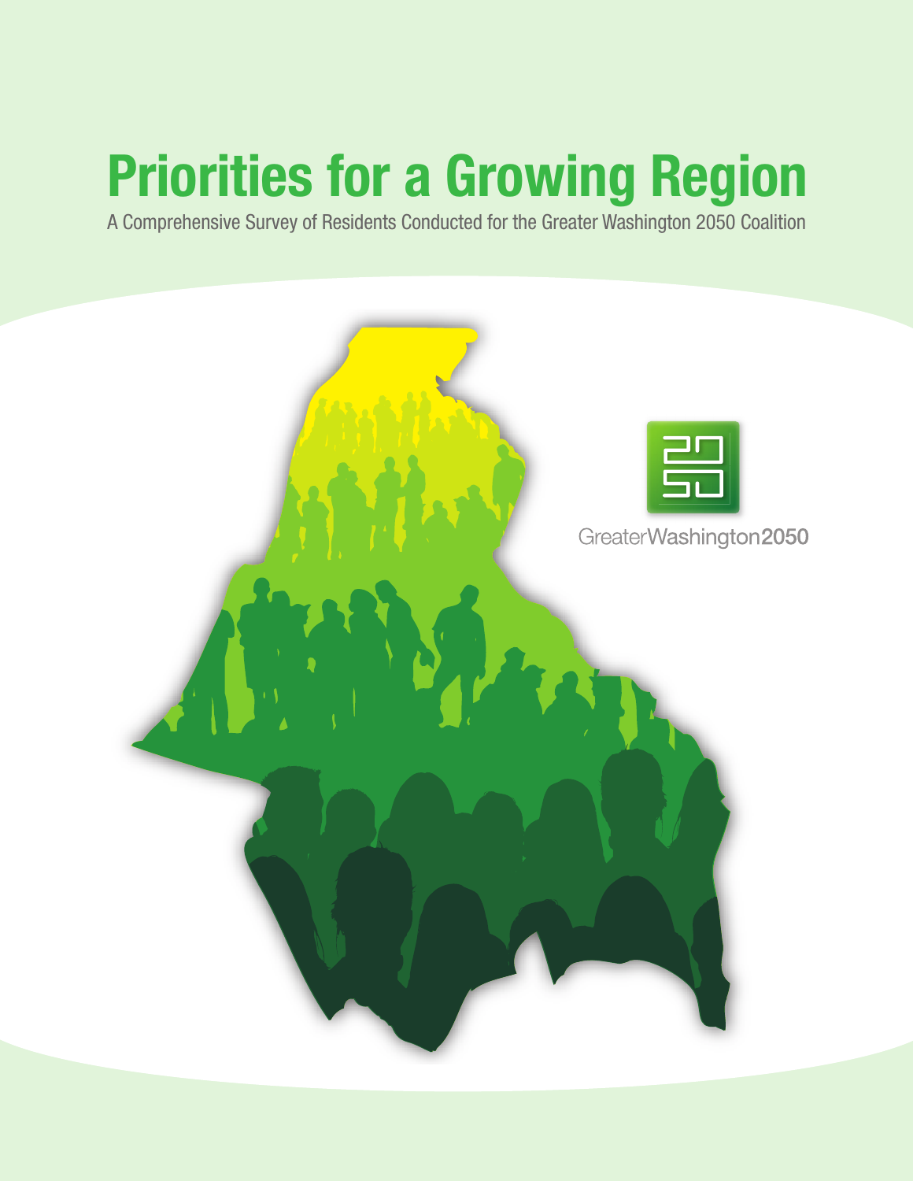# Priorities for a Growing Region

A Comprehensive Survey of Residents Conducted for the Greater Washington 2050 Coalition

GreaterWashington2050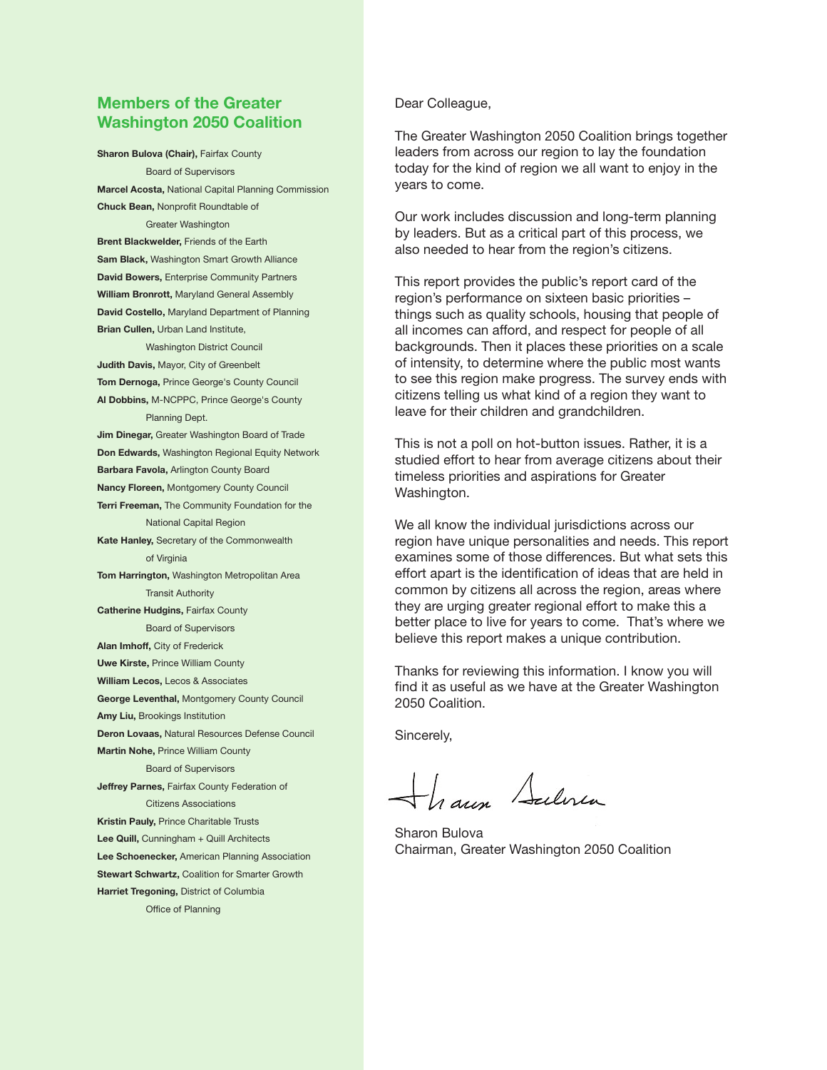## Members of the Greater Washington 2050 Coalition

**Sharon Bulova (Chair),** Fairfax County Board of Supervisors
**Marcel Acosta,** National Capital Planning Commission
**Chuck Bean,** Nonprofit Roundtable of Greater Washington
**Brent Blackwelder,** Friends of the Earth
**Sam Black,** Washington Smart Growth Alliance
**David Bowers,** Enterprise Community Partners
**William Bronrott,** Maryland General Assembly
**David Costello,** Maryland Department of Planning
**Brian Cullen,** Urban Land Institute, Washington District Council
**Judith Davis,** Mayor, City of Greenbelt
**Tom Dernoga,** Prince George's County Council
**Al Dobbins,** M-NCPPC, Prince George's County Planning Dept.
**Jim Dinegar,** Greater Washington Board of Trade
**Don Edwards,** Washington Regional Equity Network
**Barbara Favola,** Arlington County Board
**Nancy Floreen,** Montgomery County Council
**Terri Freeman,** The Community Foundation for the National Capital Region
**Kate Hanley,** Secretary of the Commonwealth of Virginia
**Tom Harrington,** Washington Metropolitan Area Transit Authority
**Catherine Hudgins,** Fairfax County Board of Supervisors
**Alan Imhoff,** City of Frederick
**Uwe Kirste,** Prince William County
**William Lecos,** Lecos & Associates
**George Leventhal,** Montgomery County Council
**Amy Liu,** Brookings Institution
**Deron Lovaas,** Natural Resources Defense Council
**Martin Nohe,** Prince William County Board of Supervisors
**Jeffrey Parnes,** Fairfax County Federation of Citizens Associations
**Kristin Pauly,** Prince Charitable Trusts
**Lee Quill,** Cunningham + Quill Architects
**Lee Schoenecker,** American Planning Association
**Stewart Schwartz,** Coalition for Smarter Growth
**Harriet Tregoning,** District of Columbia Office of Planning

Dear Colleague,

The Greater Washington 2050 Coalition brings together leaders from across our region to lay the foundation today for the kind of region we all want to enjoy in the years to come.

Our work includes discussion and long-term planning by leaders. But as a critical part of this process, we also needed to hear from the region's citizens.

This report provides the public's report card of the region's performance on sixteen basic priorities – things such as quality schools, housing that people of all incomes can afford, and respect for people of all backgrounds. Then it places these priorities on a scale of intensity, to determine where the public most wants to see this region make progress. The survey ends with citizens telling us what kind of a region they want to leave for their children and grandchildren.

This is not a poll on hot-button issues. Rather, it is a studied effort to hear from average citizens about their timeless priorities and aspirations for Greater Washington.

We all know the individual jurisdictions across our region have unique personalities and needs. This report examines some of those differences. But what sets this effort apart is the identification of ideas that are held in common by citizens all across the region, areas where they are urging greater regional effort to make this a better place to live for years to come. That's where we believe this report makes a unique contribution.

Thanks for reviewing this information. I know you will find it as useful as we have at the Greater Washington 2050 Coalition.

Sincerely,

Sharon Bulova
Chairman, Greater Washington 2050 Coalition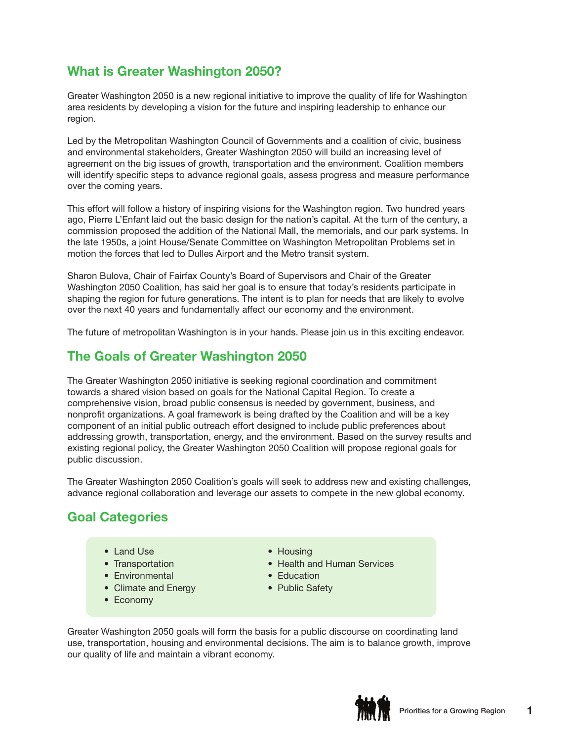## What is Greater Washington 2050?

Greater Washington 2050 is a new regional initiative to improve the quality of life for Washington area residents by developing a vision for the future and inspiring leadership to enhance our region.

Led by the Metropolitan Washington Council of Governments and a coalition of civic, business and environmental stakeholders, Greater Washington 2050 will build an increasing level of agreement on the big issues of growth, transportation and the environment. Coalition members will identify specific steps to advance regional goals, assess progress and measure performance over the coming years.

This effort will follow a history of inspiring visions for the Washington region. Two hundred years ago, Pierre L'Enfant laid out the basic design for the nation's capital. At the turn of the century, a commission proposed the addition of the National Mall, the memorials, and our park systems. In the late 1950s, a joint House/Senate Committee on Washington Metropolitan Problems set in motion the forces that led to Dulles Airport and the Metro transit system.

Sharon Bulova, Chair of Fairfax County's Board of Supervisors and Chair of the Greater Washington 2050 Coalition, has said her goal is to ensure that today's residents participate in shaping the region for future generations. The intent is to plan for needs that are likely to evolve over the next 40 years and fundamentally affect our economy and the environment.

The future of metropolitan Washington is in your hands. Please join us in this exciting endeavor.

## The Goals of Greater Washington 2050

The Greater Washington 2050 initiative is seeking regional coordination and commitment towards a shared vision based on goals for the National Capital Region. To create a comprehensive vision, broad public consensus is needed by government, business, and nonprofit organizations. A goal framework is being drafted by the Coalition and will be a key component of an initial public outreach effort designed to include public preferences about addressing growth, transportation, energy, and the environment. Based on the survey results and existing regional policy, the Greater Washington 2050 Coalition will propose regional goals for public discussion.

The Greater Washington 2050 Coalition's goals will seek to address new and existing challenges, advance regional collaboration and leverage our assets to compete in the new global economy.

## Goal Categories

- Land Use
- Transportation
- Environmental
- Climate and Energy
- Economy
- Housing
- Health and Human Services
- Education
- Public Safety

Greater Washington 2050 goals will form the basis for a public discourse on coordinating land use, transportation, housing and environmental decisions. The aim is to balance growth, improve our quality of life and maintain a vibrant economy.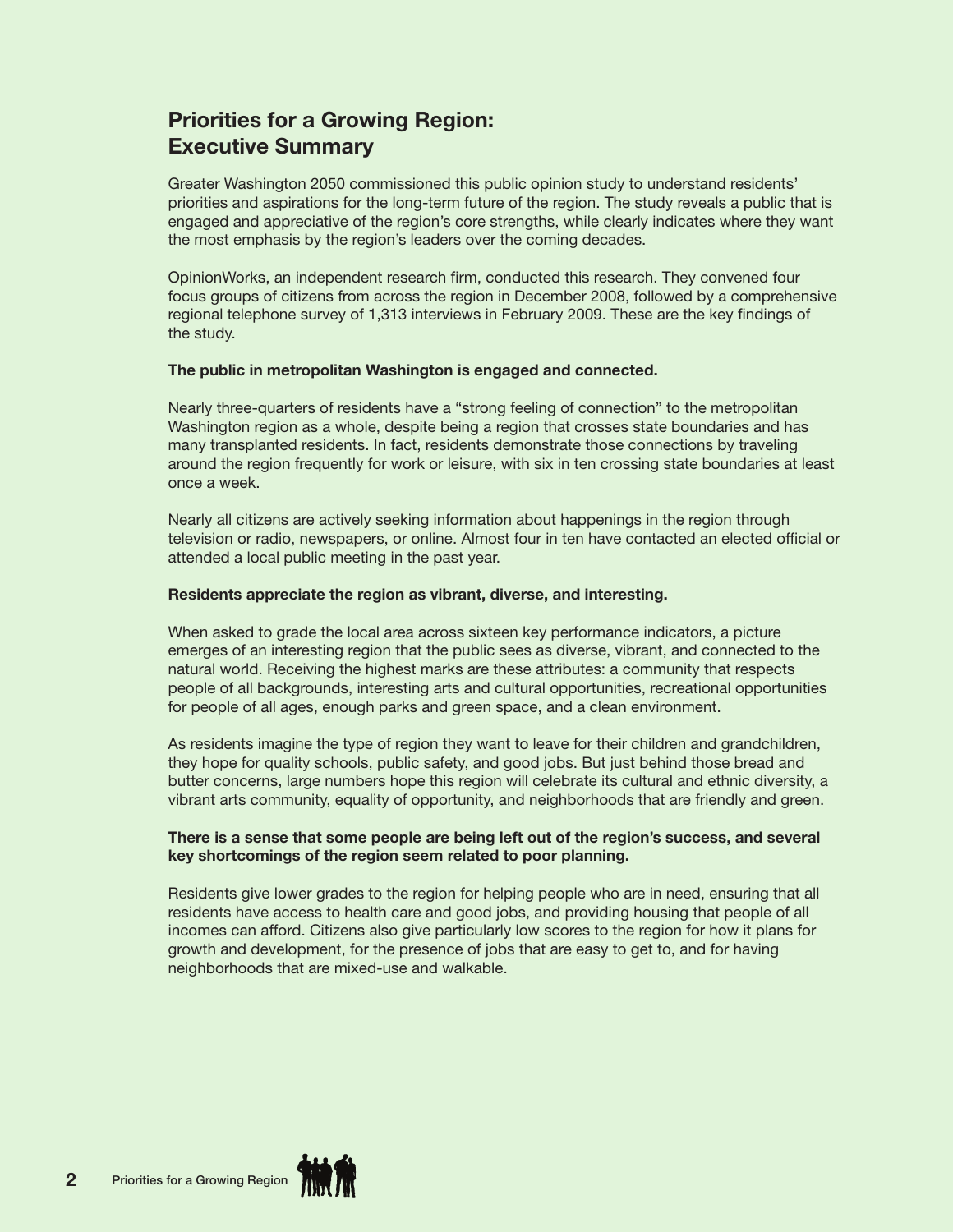## Priorities for a Growing Region: Executive Summary

Greater Washington 2050 commissioned this public opinion study to understand residents' priorities and aspirations for the long-term future of the region. The study reveals a public that is engaged and appreciative of the region's core strengths, while clearly indicates where they want the most emphasis by the region's leaders over the coming decades.

OpinionWorks, an independent research firm, conducted this research. They convened four focus groups of citizens from across the region in December 2008, followed by a comprehensive regional telephone survey of 1,313 interviews in February 2009. These are the key findings of the study.

**The public in metropolitan Washington is engaged and connected.**

Nearly three-quarters of residents have a "strong feeling of connection" to the metropolitan Washington region as a whole, despite being a region that crosses state boundaries and has many transplanted residents. In fact, residents demonstrate those connections by traveling around the region frequently for work or leisure, with six in ten crossing state boundaries at least once a week.

Nearly all citizens are actively seeking information about happenings in the region through television or radio, newspapers, or online. Almost four in ten have contacted an elected official or attended a local public meeting in the past year.

**Residents appreciate the region as vibrant, diverse, and interesting.**

When asked to grade the local area across sixteen key performance indicators, a picture emerges of an interesting region that the public sees as diverse, vibrant, and connected to the natural world. Receiving the highest marks are these attributes: a community that respects people of all backgrounds, interesting arts and cultural opportunities, recreational opportunities for people of all ages, enough parks and green space, and a clean environment.

As residents imagine the type of region they want to leave for their children and grandchildren, they hope for quality schools, public safety, and good jobs. But just behind those bread and butter concerns, large numbers hope this region will celebrate its cultural and ethnic diversity, a vibrant arts community, equality of opportunity, and neighborhoods that are friendly and green.

**There is a sense that some people are being left out of the region's success, and several key shortcomings of the region seem related to poor planning.**

Residents give lower grades to the region for helping people who are in need, ensuring that all residents have access to health care and good jobs, and providing housing that people of all incomes can afford. Citizens also give particularly low scores to the region for how it plans for growth and development, for the presence of jobs that are easy to get to, and for having neighborhoods that are mixed-use and walkable.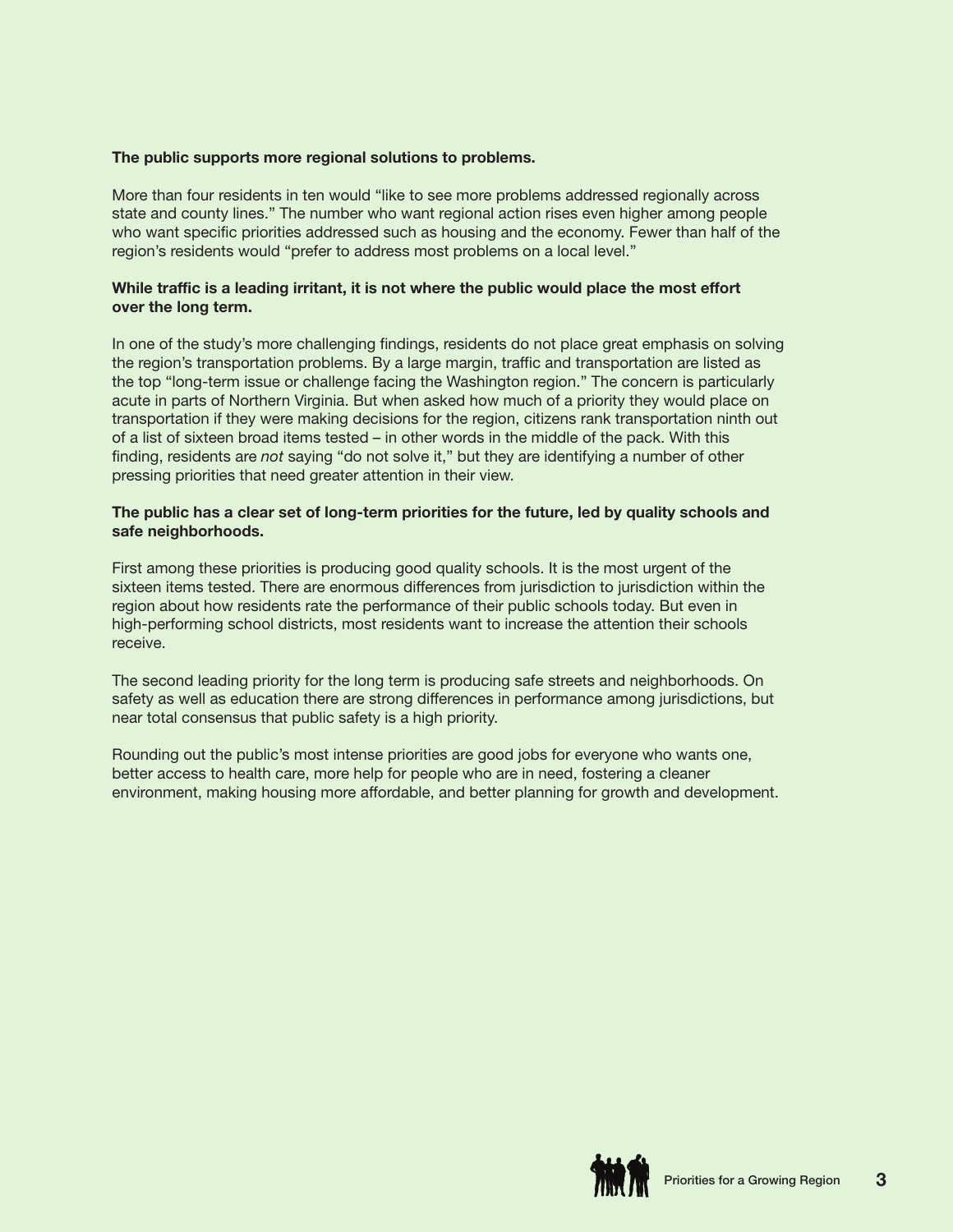**The public supports more regional solutions to problems.**

More than four residents in ten would "like to see more problems addressed regionally across state and county lines." The number who want regional action rises even higher among people who want specific priorities addressed such as housing and the economy. Fewer than half of the region's residents would "prefer to address most problems on a local level."

**While traffic is a leading irritant, it is not where the public would place the most effort over the long term.**

In one of the study's more challenging findings, residents do not place great emphasis on solving the region's transportation problems. By a large margin, traffic and transportation are listed as the top "long-term issue or challenge facing the Washington region." The concern is particularly acute in parts of Northern Virginia. But when asked how much of a priority they would place on transportation if they were making decisions for the region, citizens rank transportation ninth out of a list of sixteen broad items tested – in other words in the middle of the pack. With this finding, residents are *not* saying "do not solve it," but they are identifying a number of other pressing priorities that need greater attention in their view.

**The public has a clear set of long-term priorities for the future, led by quality schools and safe neighborhoods.**

First among these priorities is producing good quality schools. It is the most urgent of the sixteen items tested. There are enormous differences from jurisdiction to jurisdiction within the region about how residents rate the performance of their public schools today. But even in high-performing school districts, most residents want to increase the attention their schools receive.

The second leading priority for the long term is producing safe streets and neighborhoods. On safety as well as education there are strong differences in performance among jurisdictions, but near total consensus that public safety is a high priority.

Rounding out the public's most intense priorities are good jobs for everyone who wants one, better access to health care, more help for people who are in need, fostering a cleaner environment, making housing more affordable, and better planning for growth and development.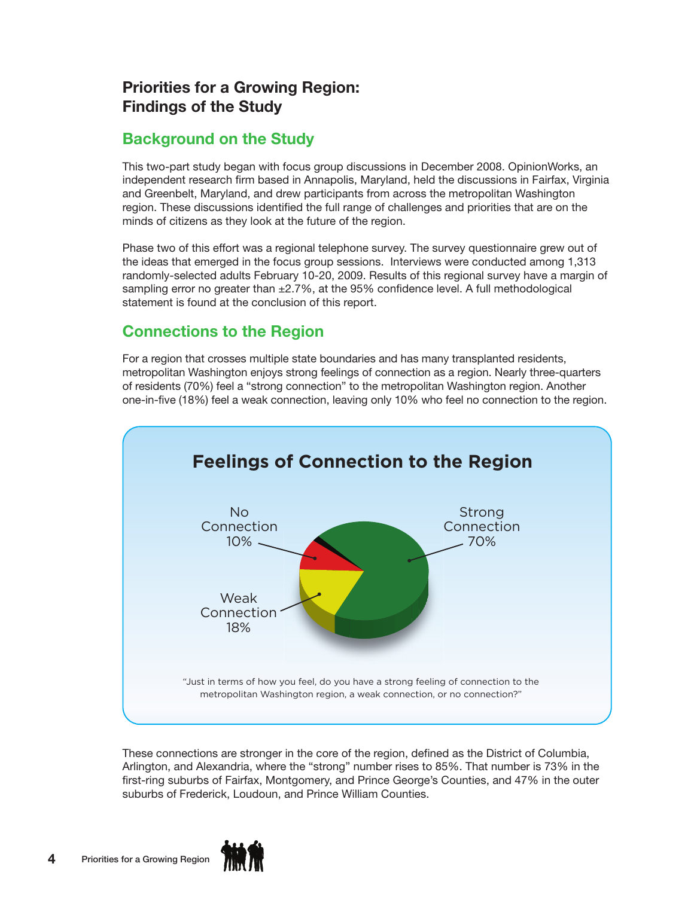# Priorities for a Growing Region: Findings of the Study

## Background on the Study

This two-part study began with focus group discussions in December 2008. OpinionWorks, an independent research firm based in Annapolis, Maryland, held the discussions in Fairfax, Virginia and Greenbelt, Maryland, and drew participants from across the metropolitan Washington region. These discussions identified the full range of challenges and priorities that are on the minds of citizens as they look at the future of the region.

Phase two of this effort was a regional telephone survey. The survey questionnaire grew out of the ideas that emerged in the focus group sessions. Interviews were conducted among 1,313 randomly-selected adults February 10-20, 2009. Results of this regional survey have a margin of sampling error no greater than ±2.7%, at the 95% confidence level. A full methodological statement is found at the conclusion of this report.

## Connections to the Region

For a region that crosses multiple state boundaries and has many transplanted residents, metropolitan Washington enjoys strong feelings of connection as a region. Nearly three-quarters of residents (70%) feel a "strong connection" to the metropolitan Washington region. Another one-in-five (18%) feel a weak connection, leaving only 10% who feel no connection to the region.

**Feelings of Connection to the Region**

| Response | Percent |
|---|---|
| Strong Connection | 70% |
| Weak Connection | 18% |
| No Connection | 10% |

"Just in terms of how you feel, do you have a strong feeling of connection to the metropolitan Washington region, a weak connection, or no connection?"

These connections are stronger in the core of the region, defined as the District of Columbia, Arlington, and Alexandria, where the "strong" number rises to 85%. That number is 73% in the first-ring suburbs of Fairfax, Montgomery, and Prince George's Counties, and 47% in the outer suburbs of Frederick, Loudoun, and Prince William Counties.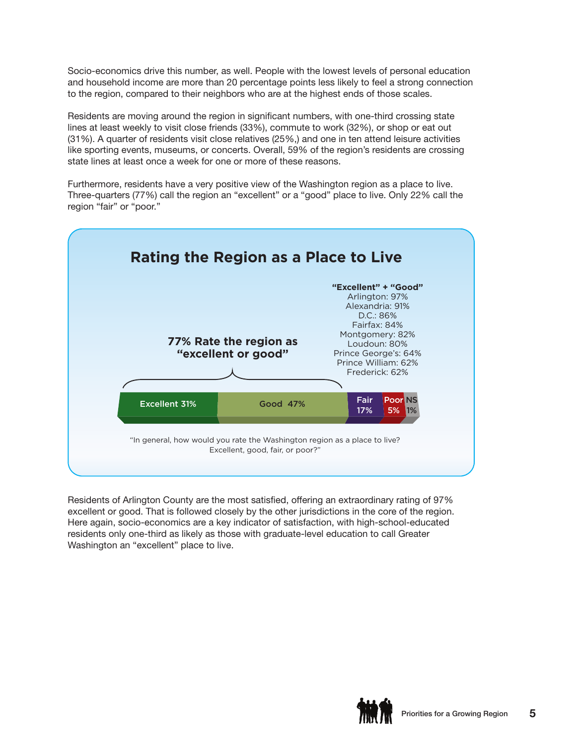Socio-economics drive this number, as well. People with the lowest levels of personal education and household income are more than 20 percentage points less likely to feel a strong connection to the region, compared to their neighbors who are at the highest ends of those scales.

Residents are moving around the region in significant numbers, with one-third crossing state lines at least weekly to visit close friends (33%), commute to work (32%), or shop or eat out (31%). A quarter of residents visit close relatives (25%,) and one in ten attend leisure activities like sporting events, museums, or concerts. Overall, 59% of the region's residents are crossing state lines at least once a week for one or more of these reasons.

Furthermore, residents have a very positive view of the Washington region as a place to live. Three-quarters (77%) call the region an "excellent" or a "good" place to live. Only 22% call the region "fair" or "poor."

## Rating the Region as a Place to Live

**77% Rate the region as "excellent or good"**

**"Excellent" + "Good"**
Arlington: 97%
Alexandria: 91%
D.C.: 86%
Fairfax: 84%
Montgomery: 82%
Loudoun: 80%
Prince George's: 64%
Prince William: 62%
Frederick: 62%

| Excellent | Good | Fair | Poor | NS |
|---|---|---|---|---|
| 31% | 47% | 17% | 5% | 1% |

"In general, how would you rate the Washington region as a place to live? Excellent, good, fair, or poor?"

Residents of Arlington County are the most satisfied, offering an extraordinary rating of 97% excellent or good. That is followed closely by the other jurisdictions in the core of the region. Here again, socio-economics are a key indicator of satisfaction, with high-school-educated residents only one-third as likely as those with graduate-level education to call Greater Washington an "excellent" place to live.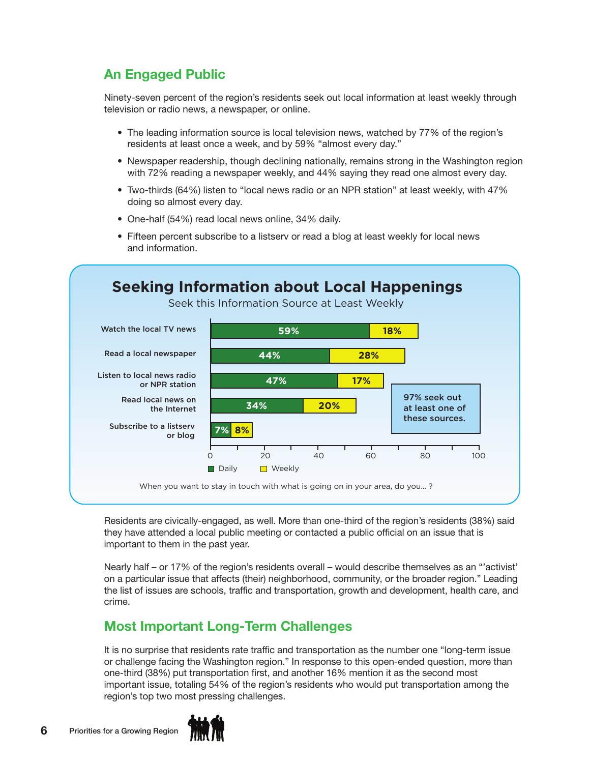## An Engaged Public

Ninety-seven percent of the region's residents seek out local information at least weekly through television or radio news, a newspaper, or online.

- The leading information source is local television news, watched by 77% of the region's residents at least once a week, and by 59% "almost every day."
- Newspaper readership, though declining nationally, remains strong in the Washington region with 72% reading a newspaper weekly, and 44% saying they read one almost every day.
- Two-thirds (64%) listen to "local news radio or an NPR station" at least weekly, with 47% doing so almost every day.
- One-half (54%) read local news online, 34% daily.
- Fifteen percent subscribe to a listserv or read a blog at least weekly for local news and information.

### Seeking Information about Local Happenings

Seek this Information Source at Least Weekly

| | Daily | Weekly |
|---|---|---|
| Watch the local TV news | 59% | 18% |
| Read a local newspaper | 44% | 28% |
| Listen to local news radio or NPR station | 47% | 17% |
| Read local news on the Internet | 34% | 20% |
| Subscribe to a listserv or blog | 7% | 8% |

97% seek out at least one of these sources.

When you want to stay in touch with what is going on in your area, do you... ?

Residents are civically-engaged, as well. More than one-third of the region's residents (38%) said they have attended a local public meeting or contacted a public official on an issue that is important to them in the past year.

Nearly half – or 17% of the region's residents overall – would describe themselves as an "'activist' on a particular issue that affects (their) neighborhood, community, or the broader region." Leading the list of issues are schools, traffic and transportation, growth and development, health care, and crime.

## Most Important Long-Term Challenges

It is no surprise that residents rate traffic and transportation as the number one "long-term issue or challenge facing the Washington region." In response to this open-ended question, more than one-third (38%) put transportation first, and another 16% mention it as the second most important issue, totaling 54% of the region's residents who would put transportation among the region's top two most pressing challenges.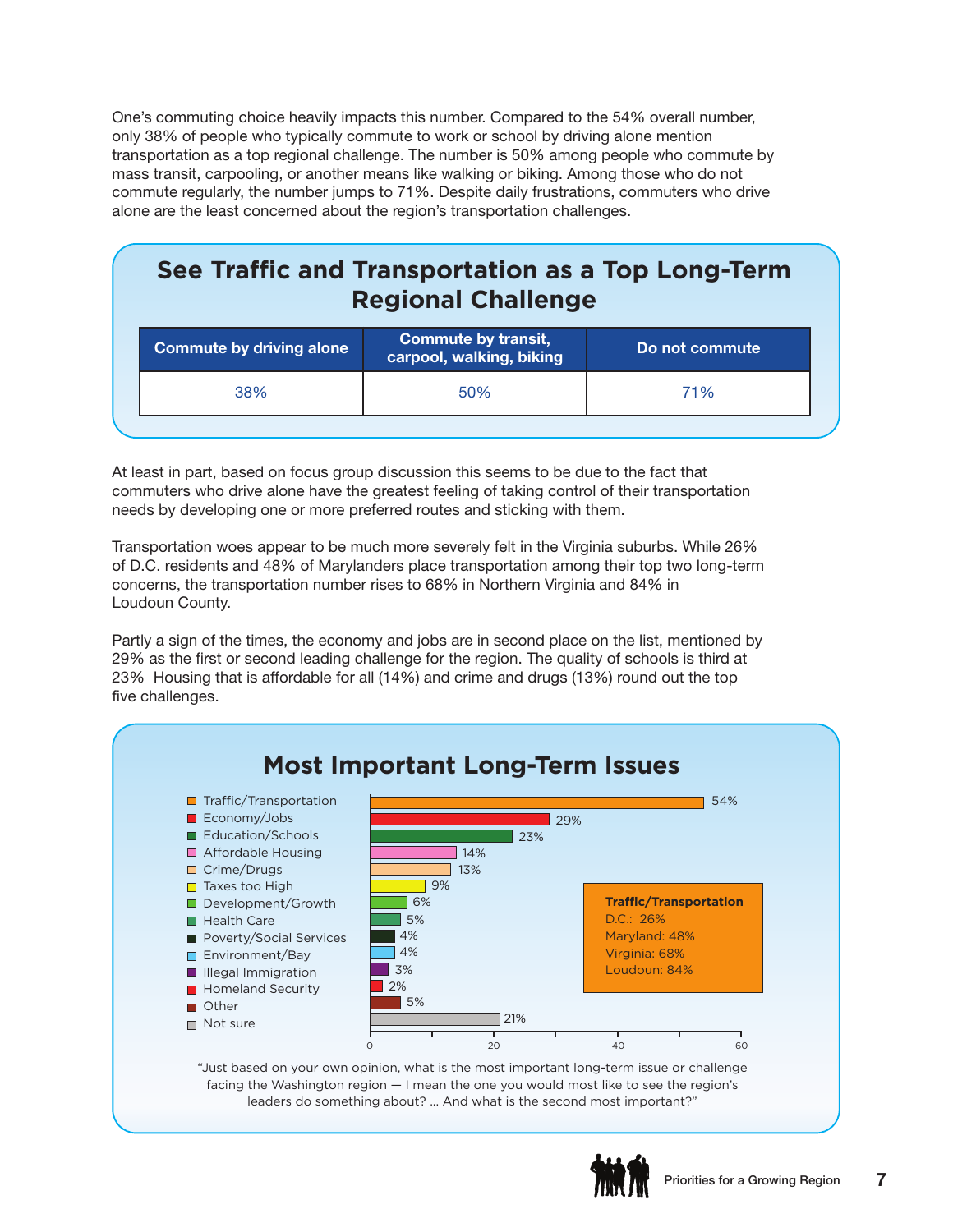One's commuting choice heavily impacts this number. Compared to the 54% overall number, only 38% of people who typically commute to work or school by driving alone mention transportation as a top regional challenge. The number is 50% among people who commute by mass transit, carpooling, or another means like walking or biking. Among those who do not commute regularly, the number jumps to 71%. Despite daily frustrations, commuters who drive alone are the least concerned about the region's transportation challenges.

## See Traffic and Transportation as a Top Long-Term Regional Challenge

| Commute by driving alone | Commute by transit, carpool, walking, biking | Do not commute |
|---|---|---|
| 38% | 50% | 71% |

At least in part, based on focus group discussion this seems to be due to the fact that commuters who drive alone have the greatest feeling of taking control of their transportation needs by developing one or more preferred routes and sticking with them.

Transportation woes appear to be much more severely felt in the Virginia suburbs. While 26% of D.C. residents and 48% of Marylanders place transportation among their top two long-term concerns, the transportation number rises to 68% in Northern Virginia and 84% in Loudoun County.

Partly a sign of the times, the economy and jobs are in second place on the list, mentioned by 29% as the first or second leading challenge for the region. The quality of schools is third at 23% Housing that is affordable for all (14%) and crime and drugs (13%) round out the top five challenges.

## Most Important Long-Term Issues

| Issue | Percent |
|---|---|
| Traffic/Transportation | 54% |
| Economy/Jobs | 29% |
| Education/Schools | 23% |
| Affordable Housing | 14% |
| Crime/Drugs | 13% |
| Taxes too High | 9% |
| Development/Growth | 6% |
| Health Care | 5% |
| Poverty/Social Services | 4% |
| Environment/Bay | 4% |
| Illegal Immigration | 3% |
| Homeland Security | 2% |
| Other | 5% |
| Not sure | 21% |

**Traffic/Transportation**
D.C.: 26%
Maryland: 48%
Virginia: 68%
Loudoun: 84%

"Just based on your own opinion, what is the most important long-term issue or challenge facing the Washington region — I mean the one you would most like to see the region's leaders do something about? ... And what is the second most important?"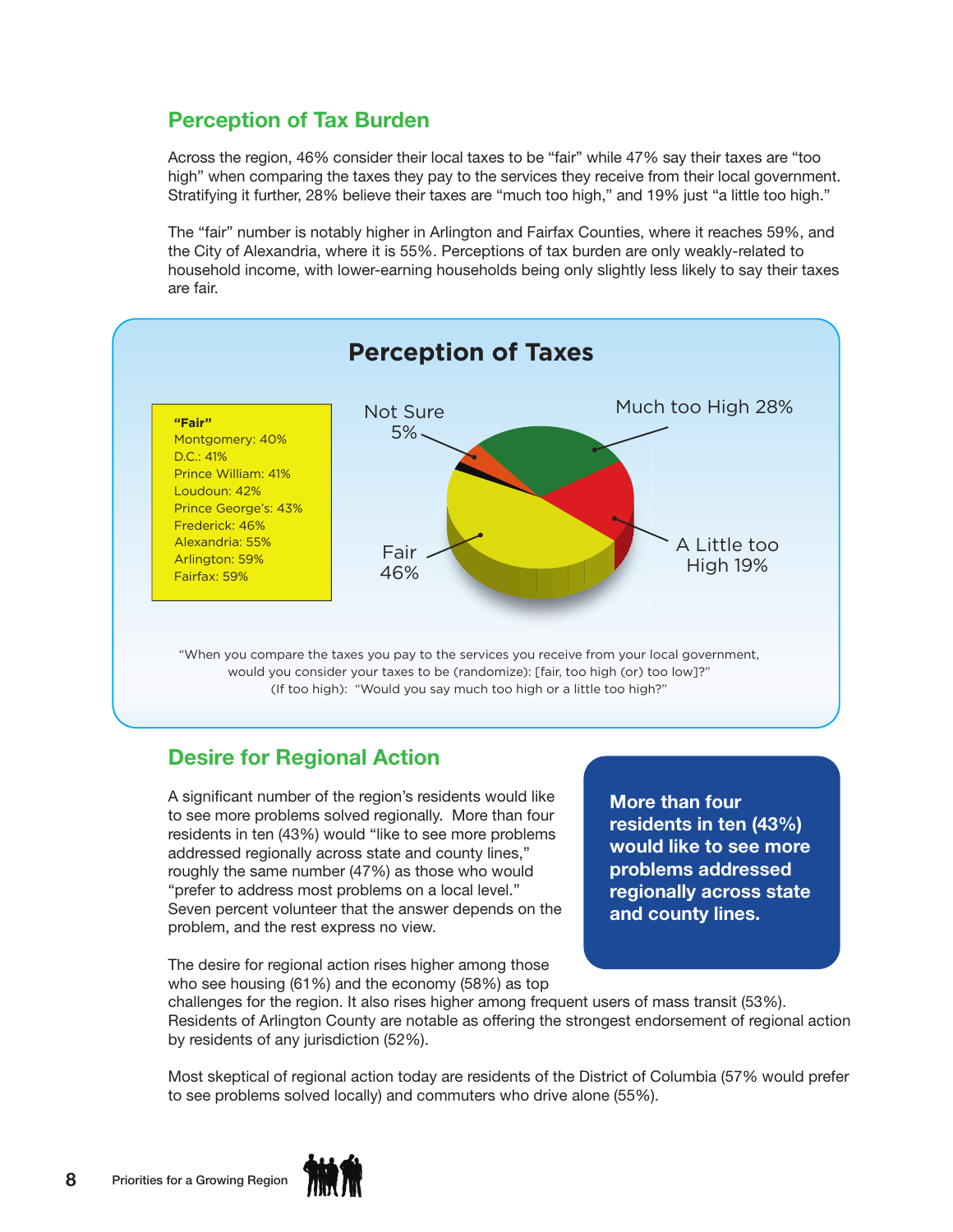## Perception of Tax Burden

Across the region, 46% consider their local taxes to be "fair" while 47% say their taxes are "too high" when comparing the taxes they pay to the services they receive from their local government. Stratifying it further, 28% believe their taxes are "much too high," and 19% just "a little too high."

The "fair" number is notably higher in Arlington and Fairfax Counties, where it reaches 59%, and the City of Alexandria, where it is 55%. Perceptions of tax burden are only weakly-related to household income, with lower-earning households being only slightly less likely to say their taxes are fair.

### Perception of Taxes

**"Fair"**
Montgomery: 40%
D.C.: 41%
Prince William: 41%
Loudoun: 42%
Prince George's: 43%
Frederick: 46%
Alexandria: 55%
Arlington: 59%
Fairfax: 59%

Not Sure 5%
Much too High 28%
A Little too High 19%
Fair 46%

"When you compare the taxes you pay to the services you receive from your local government, would you consider your taxes to be (randomize): [fair, too high (or) too low]?"
(If too high): "Would you say much too high or a little too high?"

## Desire for Regional Action

A significant number of the region's residents would like to see more problems solved regionally. More than four residents in ten (43%) would "like to see more problems addressed regionally across state and county lines," roughly the same number (47%) as those who would "prefer to address most problems on a local level." Seven percent volunteer that the answer depends on the problem, and the rest express no view.

**More than four residents in ten (43%) would like to see more problems addressed regionally across state and county lines.**

The desire for regional action rises higher among those who see housing (61%) and the economy (58%) as top challenges for the region. It also rises higher among frequent users of mass transit (53%). Residents of Arlington County are notable as offering the strongest endorsement of regional action by residents of any jurisdiction (52%).

Most skeptical of regional action today are residents of the District of Columbia (57% would prefer to see problems solved locally) and commuters who drive alone (55%).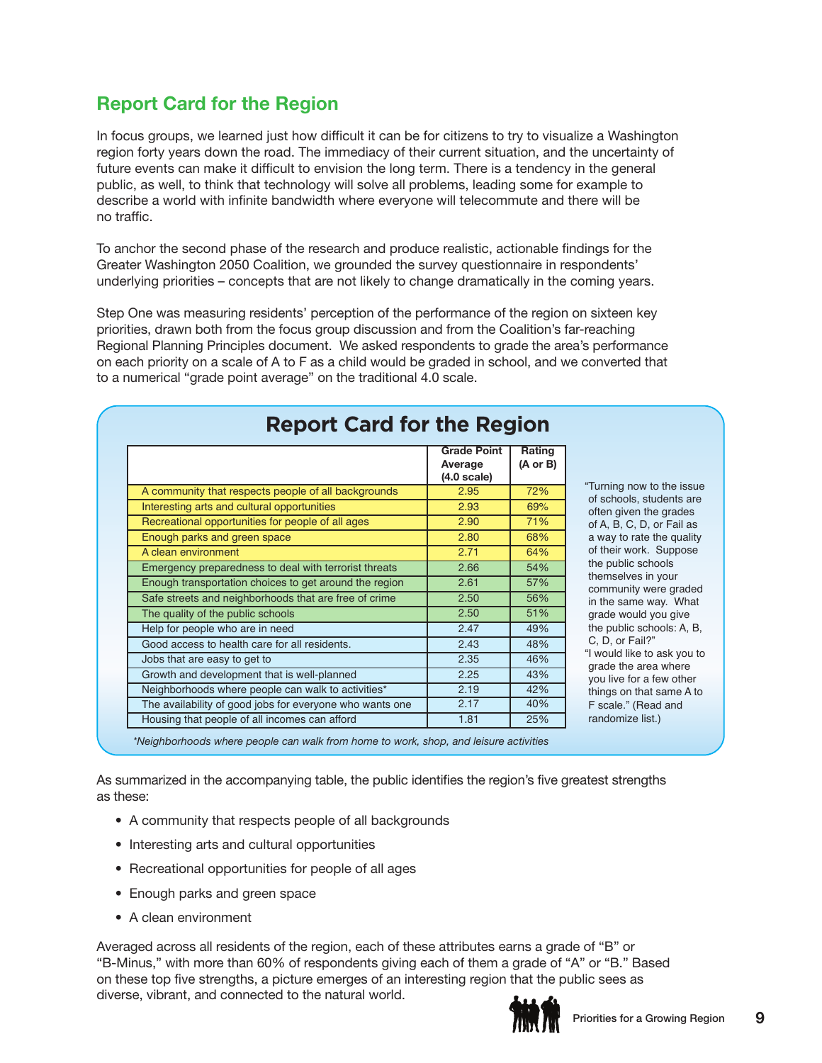## Report Card for the Region

In focus groups, we learned just how difficult it can be for citizens to try to visualize a Washington region forty years down the road. The immediacy of their current situation, and the uncertainty of future events can make it difficult to envision the long term. There is a tendency in the general public, as well, to think that technology will solve all problems, leading some for example to describe a world with infinite bandwidth where everyone will telecommute and there will be no traffic.

To anchor the second phase of the research and produce realistic, actionable findings for the Greater Washington 2050 Coalition, we grounded the survey questionnaire in respondents' underlying priorities – concepts that are not likely to change dramatically in the coming years.

Step One was measuring residents' perception of the performance of the region on sixteen key priorities, drawn both from the focus group discussion and from the Coalition's far-reaching Regional Planning Principles document. We asked respondents to grade the area's performance on each priority on a scale of A to F as a child would be graded in school, and we converted that to a numerical "grade point average" on the traditional 4.0 scale.

### Report Card for the Region

| | Grade Point Average (4.0 scale) | Rating (A or B) |
|---|---|---|
| A community that respects people of all backgrounds | 2.95 | 72% |
| Interesting arts and cultural opportunities | 2.93 | 69% |
| Recreational opportunities for people of all ages | 2.90 | 71% |
| Enough parks and green space | 2.80 | 68% |
| A clean environment | 2.71 | 64% |
| Emergency preparedness to deal with terrorist threats | 2.66 | 54% |
| Enough transportation choices to get around the region | 2.61 | 57% |
| Safe streets and neighborhoods that are free of crime | 2.50 | 56% |
| The quality of the public schools | 2.50 | 51% |
| Help for people who are in need | 2.47 | 49% |
| Good access to health care for all residents. | 2.43 | 48% |
| Jobs that are easy to get to | 2.35 | 46% |
| Growth and development that is well-planned | 2.25 | 43% |
| Neighborhoods where people can walk to activities* | 2.19 | 42% |
| The availability of good jobs for everyone who wants one | 2.17 | 40% |
| Housing that people of all incomes can afford | 1.81 | 25% |

*Neighborhoods where people can walk from home to work, shop, and leisure activities*

"Turning now to the issue of schools, students are often given the grades of A, B, C, D, or Fail as a way to rate the quality of their work. Suppose the public schools themselves in your community were graded in the same way. What grade would you give the public schools: A, B, C, D, or Fail?"
"I would like to ask you to grade the area where you live for a few other things on that same A to F scale." (Read and randomize list.)

As summarized in the accompanying table, the public identifies the region's five greatest strengths as these:

- A community that respects people of all backgrounds
- Interesting arts and cultural opportunities
- Recreational opportunities for people of all ages
- Enough parks and green space
- A clean environment

Averaged across all residents of the region, each of these attributes earns a grade of "B" or "B-Minus," with more than 60% of respondents giving each of them a grade of "A" or "B." Based on these top five strengths, a picture emerges of an interesting region that the public sees as diverse, vibrant, and connected to the natural world.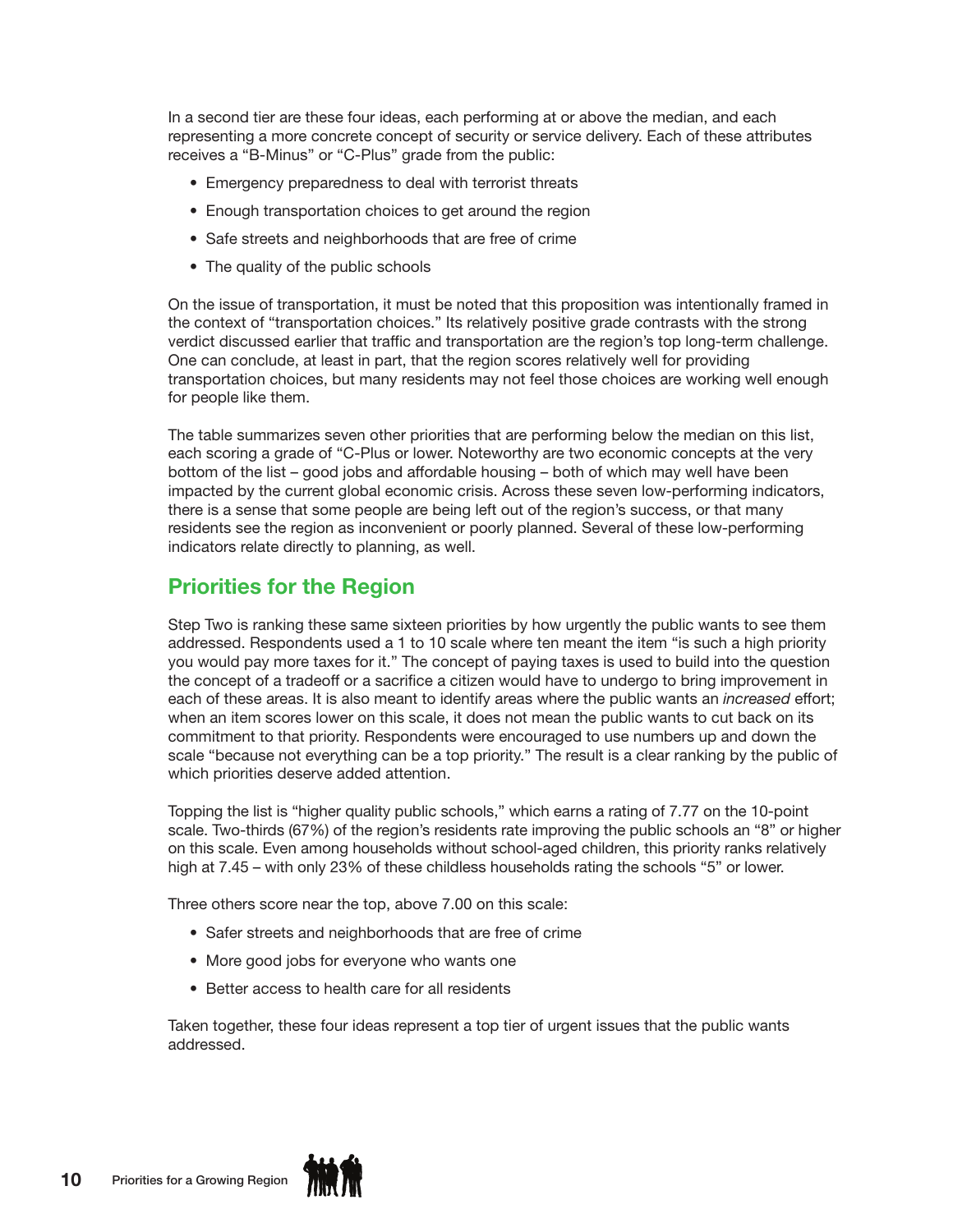In a second tier are these four ideas, each performing at or above the median, and each representing a more concrete concept of security or service delivery. Each of these attributes receives a "B-Minus" or "C-Plus" grade from the public:

- Emergency preparedness to deal with terrorist threats
- Enough transportation choices to get around the region
- Safe streets and neighborhoods that are free of crime
- The quality of the public schools

On the issue of transportation, it must be noted that this proposition was intentionally framed in the context of "transportation choices." Its relatively positive grade contrasts with the strong verdict discussed earlier that traffic and transportation are the region's top long-term challenge. One can conclude, at least in part, that the region scores relatively well for providing transportation choices, but many residents may not feel those choices are working well enough for people like them.

The table summarizes seven other priorities that are performing below the median on this list, each scoring a grade of "C-Plus or lower. Noteworthy are two economic concepts at the very bottom of the list – good jobs and affordable housing – both of which may well have been impacted by the current global economic crisis. Across these seven low-performing indicators, there is a sense that some people are being left out of the region's success, or that many residents see the region as inconvenient or poorly planned. Several of these low-performing indicators relate directly to planning, as well.

## Priorities for the Region

Step Two is ranking these same sixteen priorities by how urgently the public wants to see them addressed. Respondents used a 1 to 10 scale where ten meant the item "is such a high priority you would pay more taxes for it." The concept of paying taxes is used to build into the question the concept of a tradeoff or a sacrifice a citizen would have to undergo to bring improvement in each of these areas. It is also meant to identify areas where the public wants an *increased* effort; when an item scores lower on this scale, it does not mean the public wants to cut back on its commitment to that priority. Respondents were encouraged to use numbers up and down the scale "because not everything can be a top priority." The result is a clear ranking by the public of which priorities deserve added attention.

Topping the list is "higher quality public schools," which earns a rating of 7.77 on the 10-point scale. Two-thirds (67%) of the region's residents rate improving the public schools an "8" or higher on this scale. Even among households without school-aged children, this priority ranks relatively high at 7.45 – with only 23% of these childless households rating the schools "5" or lower.

Three others score near the top, above 7.00 on this scale:

- Safer streets and neighborhoods that are free of crime
- More good jobs for everyone who wants one
- Better access to health care for all residents

Taken together, these four ideas represent a top tier of urgent issues that the public wants addressed.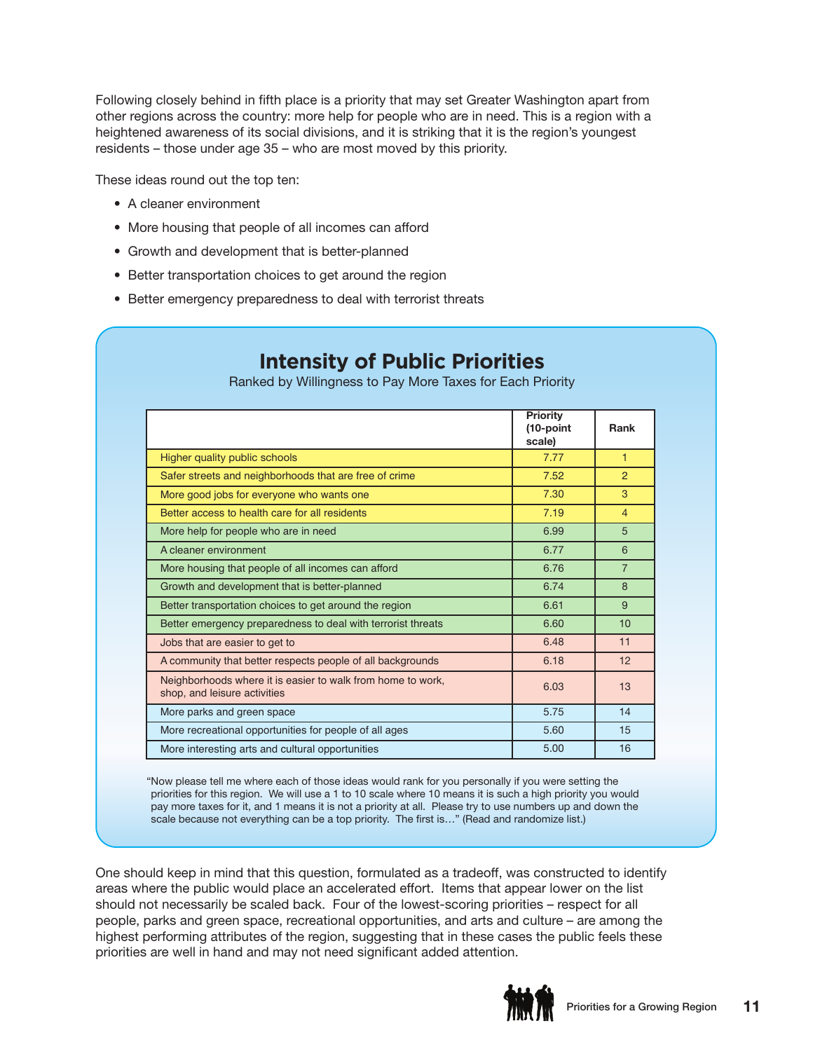Following closely behind in fifth place is a priority that may set Greater Washington apart from other regions across the country: more help for people who are in need. This is a region with a heightened awareness of its social divisions, and it is striking that it is the region's youngest residents – those under age 35 – who are most moved by this priority.

These ideas round out the top ten:

- A cleaner environment
- More housing that people of all incomes can afford
- Growth and development that is better-planned
- Better transportation choices to get around the region
- Better emergency preparedness to deal with terrorist threats

## Intensity of Public Priorities

Ranked by Willingness to Pay More Taxes for Each Priority

| | Priority (10-point scale) | Rank |
|---|---|---|
| Higher quality public schools | 7.77 | 1 |
| Safer streets and neighborhoods that are free of crime | 7.52 | 2 |
| More good jobs for everyone who wants one | 7.30 | 3 |
| Better access to health care for all residents | 7.19 | 4 |
| More help for people who are in need | 6.99 | 5 |
| A cleaner environment | 6.77 | 6 |
| More housing that people of all incomes can afford | 6.76 | 7 |
| Growth and development that is better-planned | 6.74 | 8 |
| Better transportation choices to get around the region | 6.61 | 9 |
| Better emergency preparedness to deal with terrorist threats | 6.60 | 10 |
| Jobs that are easier to get to | 6.48 | 11 |
| A community that better respects people of all backgrounds | 6.18 | 12 |
| Neighborhoods where it is easier to walk from home to work, shop, and leisure activities | 6.03 | 13 |
| More parks and green space | 5.75 | 14 |
| More recreational opportunities for people of all ages | 5.60 | 15 |
| More interesting arts and cultural opportunities | 5.00 | 16 |

"Now please tell me where each of those ideas would rank for you personally if you were setting the priorities for this region. We will use a 1 to 10 scale where 10 means it is such a high priority you would pay more taxes for it, and 1 means it is not a priority at all. Please try to use numbers up and down the scale because not everything can be a top priority. The first is…" (Read and randomize list.)

One should keep in mind that this question, formulated as a tradeoff, was constructed to identify areas where the public would place an accelerated effort. Items that appear lower on the list should not necessarily be scaled back. Four of the lowest-scoring priorities – respect for all people, parks and green space, recreational opportunities, and arts and culture – are among the highest performing attributes of the region, suggesting that in these cases the public feels these priorities are well in hand and may not need significant added attention.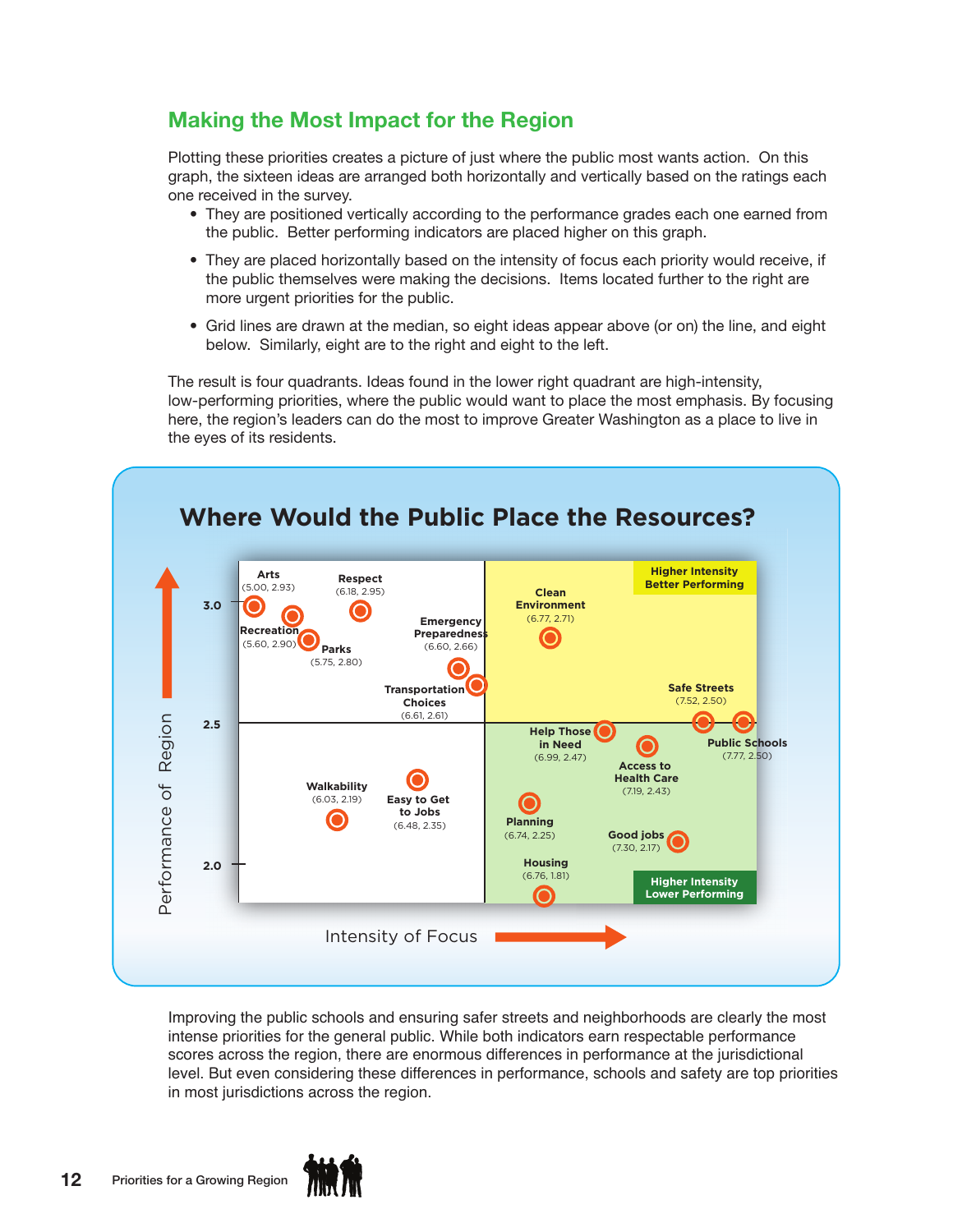## Making the Most Impact for the Region

Plotting these priorities creates a picture of just where the public most wants action. On this graph, the sixteen ideas are arranged both horizontally and vertically based on the ratings each one received in the survey.

- They are positioned vertically according to the performance grades each one earned from the public. Better performing indicators are placed higher on this graph.
- They are placed horizontally based on the intensity of focus each priority would receive, if the public themselves were making the decisions. Items located further to the right are more urgent priorities for the public.
- Grid lines are drawn at the median, so eight ideas appear above (or on) the line, and eight below. Similarly, eight are to the right and eight to the left.

The result is four quadrants. Ideas found in the lower right quadrant are high-intensity, low-performing priorities, where the public would want to place the most emphasis. By focusing here, the region's leaders can do the most to improve Greater Washington as a place to live in the eyes of its residents.

### Where Would the Public Place the Resources?

Vertical axis: Performance of Region (2.0, 2.5, 3.0)
Horizontal axis: Intensity of Focus

Quadrant labels: Higher Intensity Better Performing (upper right); Higher Intensity Lower Performing (lower right)

| Priority | Intensity of Focus | Performance of Region |
| --- | --- | --- |
| Arts | 5.00 | 2.93 |
| Recreation | 5.60 | 2.90 |
| Parks | 5.75 | 2.80 |
| Respect | 6.18 | 2.95 |
| Emergency Preparedness | 6.60 | 2.66 |
| Transportation Choices | 6.61 | 2.61 |
| Clean Environment | 6.77 | 2.71 |
| Safe Streets | 7.52 | 2.50 |
| Public Schools | 7.77 | 2.50 |
| Help Those in Need | 6.99 | 2.47 |
| Access to Health Care | 7.19 | 2.43 |
| Walkability | 6.03 | 2.19 |
| Easy to Get to Jobs | 6.48 | 2.35 |
| Planning | 6.74 | 2.25 |
| Good jobs | 7.30 | 2.17 |
| Housing | 6.76 | 1.81 |

Improving the public schools and ensuring safer streets and neighborhoods are clearly the most intense priorities for the general public. While both indicators earn respectable performance scores across the region, there are enormous differences in performance at the jurisdictional level. But even considering these differences in performance, schools and safety are top priorities in most jurisdictions across the region.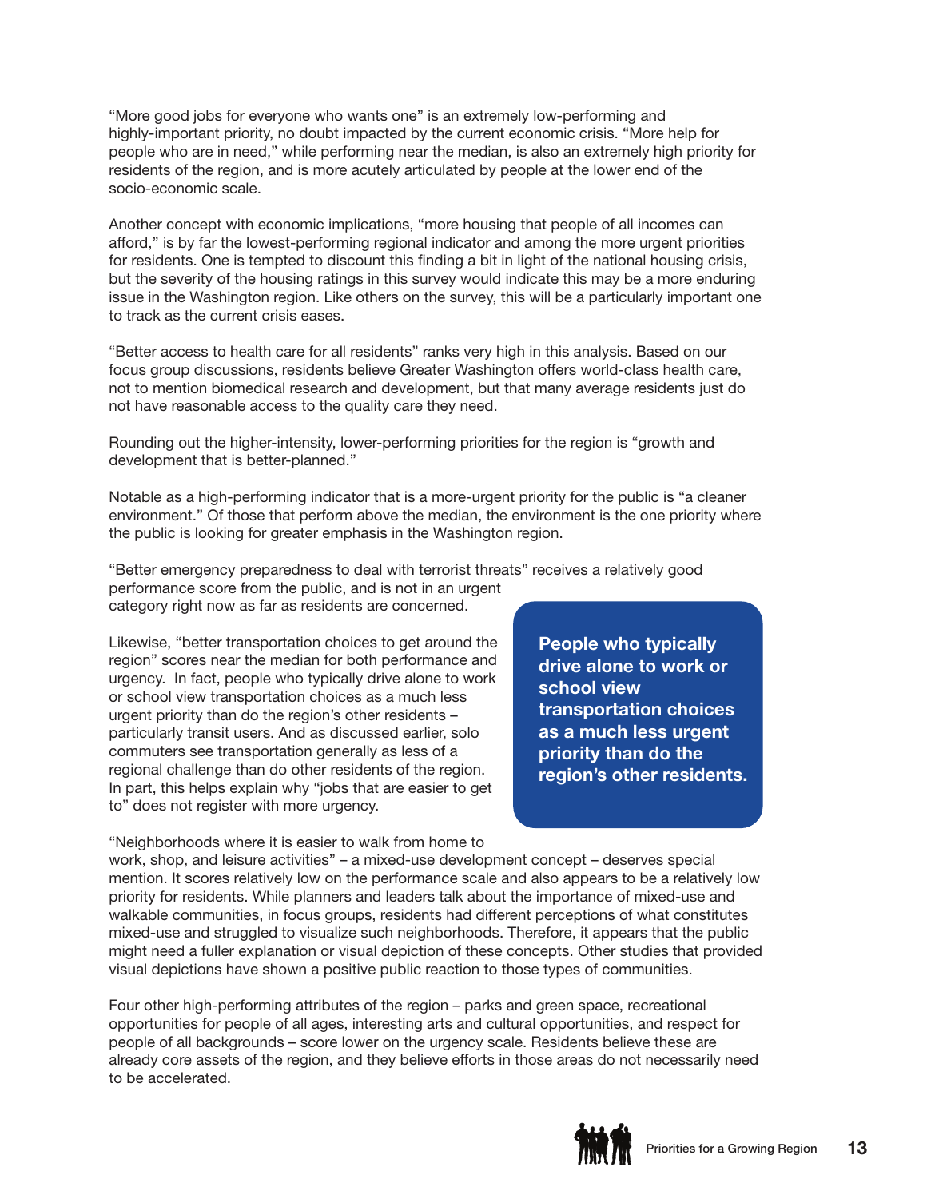"More good jobs for everyone who wants one" is an extremely low-performing and highly-important priority, no doubt impacted by the current economic crisis. "More help for people who are in need," while performing near the median, is also an extremely high priority for residents of the region, and is more acutely articulated by people at the lower end of the socio-economic scale.

Another concept with economic implications, "more housing that people of all incomes can afford," is by far the lowest-performing regional indicator and among the more urgent priorities for residents. One is tempted to discount this finding a bit in light of the national housing crisis, but the severity of the housing ratings in this survey would indicate this may be a more enduring issue in the Washington region. Like others on the survey, this will be a particularly important one to track as the current crisis eases.

"Better access to health care for all residents" ranks very high in this analysis. Based on our focus group discussions, residents believe Greater Washington offers world-class health care, not to mention biomedical research and development, but that many average residents just do not have reasonable access to the quality care they need.

Rounding out the higher-intensity, lower-performing priorities for the region is "growth and development that is better-planned."

Notable as a high-performing indicator that is a more-urgent priority for the public is "a cleaner environment." Of those that perform above the median, the environment is the one priority where the public is looking for greater emphasis in the Washington region.

"Better emergency preparedness to deal with terrorist threats" receives a relatively good performance score from the public, and is not in an urgent category right now as far as residents are concerned.

Likewise, "better transportation choices to get around the region" scores near the median for both performance and urgency. In fact, people who typically drive alone to work or school view transportation choices as a much less urgent priority than do the region's other residents – particularly transit users. And as discussed earlier, solo commuters see transportation generally as less of a regional challenge than do other residents of the region. In part, this helps explain why "jobs that are easier to get to" does not register with more urgency.

**People who typically drive alone to work or school view transportation choices as a much less urgent priority than do the region's other residents.**

"Neighborhoods where it is easier to walk from home to work, shop, and leisure activities" – a mixed-use development concept – deserves special mention. It scores relatively low on the performance scale and also appears to be a relatively low priority for residents. While planners and leaders talk about the importance of mixed-use and walkable communities, in focus groups, residents had different perceptions of what constitutes mixed-use and struggled to visualize such neighborhoods. Therefore, it appears that the public might need a fuller explanation or visual depiction of these concepts. Other studies that provided visual depictions have shown a positive public reaction to those types of communities.

Four other high-performing attributes of the region – parks and green space, recreational opportunities for people of all ages, interesting arts and cultural opportunities, and respect for people of all backgrounds – score lower on the urgency scale. Residents believe these are already core assets of the region, and they believe efforts in those areas do not necessarily need to be accelerated.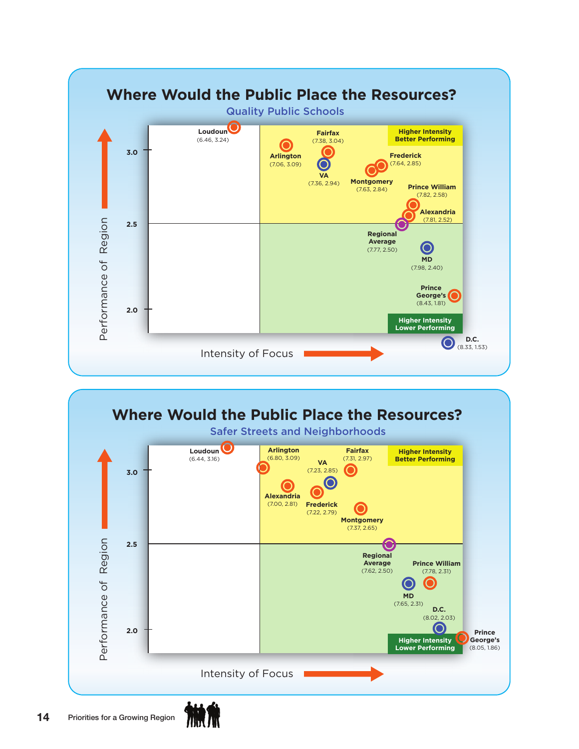## Where Would the Public Place the Resources?

### Quality Public Schools

Performance of Region (vertical axis: 2.0, 2.5, 3.0) vs. Intensity of Focus (horizontal axis)

Higher Intensity Better Performing

Higher Intensity Lower Performing

| Jurisdiction | Intensity of Focus | Performance of Region |
|---|---|---|
| Loudoun | 6.46 | 3.24 |
| Arlington | 7.06 | 3.09 |
| Fairfax | 7.38 | 3.04 |
| VA | 7.36 | 2.94 |
| Frederick | 7.64 | 2.85 |
| Montgomery | 7.63 | 2.84 |
| Prince William | 7.82 | 2.58 |
| Alexandria | 7.81 | 2.52 |
| Regional Average | 7.77 | 2.50 |
| MD | 7.98 | 2.40 |
| Prince George's | 8.43 | 1.81 |
| D.C. | 8.33 | 1.53 |

## Where Would the Public Place the Resources?

### Safer Streets and Neighborhoods

Performance of Region (vertical axis: 2.0, 2.5, 3.0) vs. Intensity of Focus (horizontal axis)

Higher Intensity Better Performing

Higher Intensity Lower Performing

| Jurisdiction | Intensity of Focus | Performance of Region |
|---|---|---|
| Loudoun | 6.44 | 3.16 |
| Arlington | 6.80 | 3.09 |
| Fairfax | 7.31 | 2.97 |
| VA | 7.23 | 2.85 |
| Alexandria | 7.00 | 2.81 |
| Frederick | 7.22 | 2.79 |
| Montgomery | 7.37 | 2.65 |
| Regional Average | 7.62 | 2.50 |
| Prince William | 7.78 | 2.31 |
| MD | 7.65 | 2.31 |
| D.C. | 8.02 | 2.03 |
| Prince George's | 8.05 | 1.86 |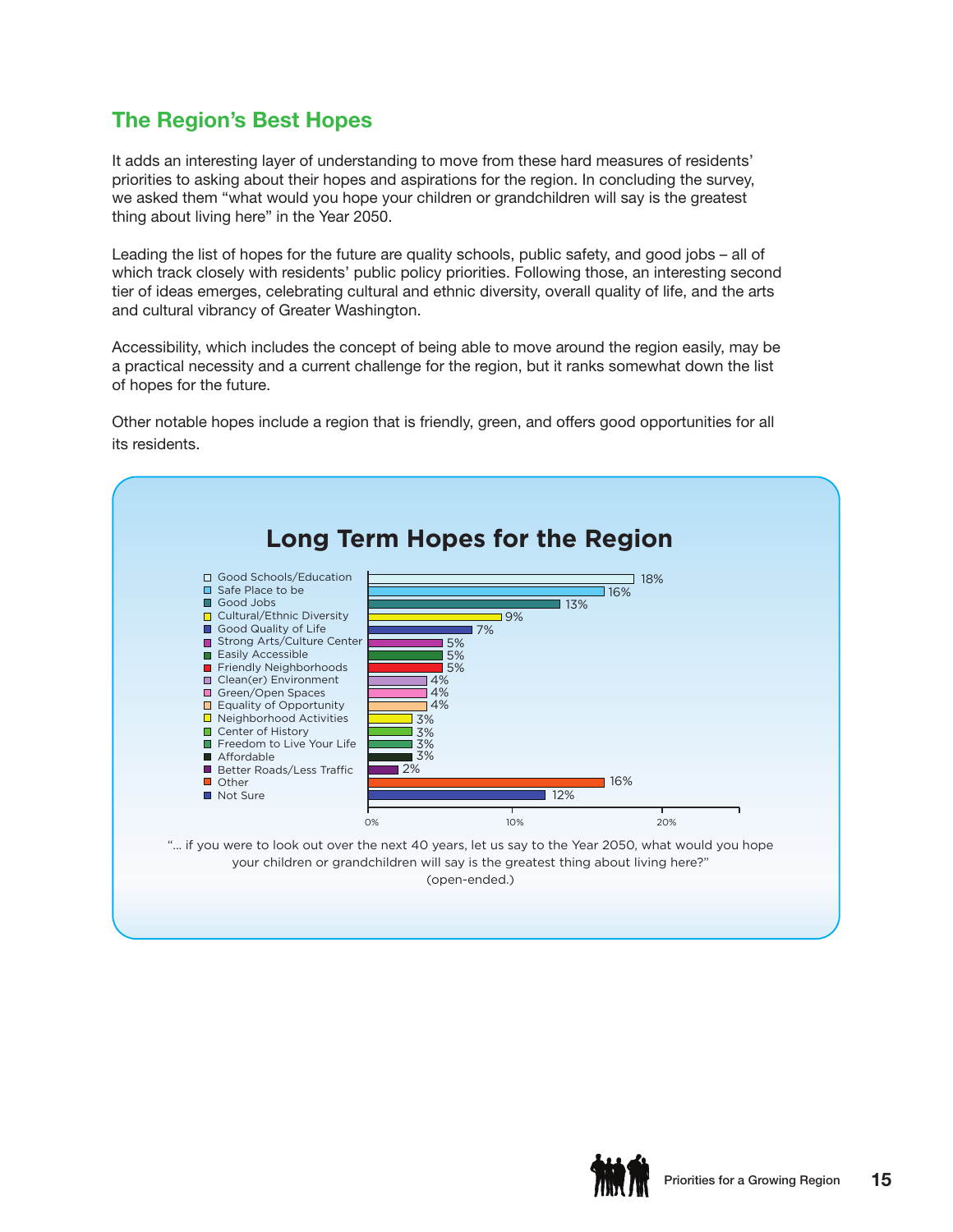## The Region's Best Hopes

It adds an interesting layer of understanding to move from these hard measures of residents' priorities to asking about their hopes and aspirations for the region. In concluding the survey, we asked them "what would you hope your children or grandchildren will say is the greatest thing about living here" in the Year 2050.

Leading the list of hopes for the future are quality schools, public safety, and good jobs – all of which track closely with residents' public policy priorities. Following those, an interesting second tier of ideas emerges, celebrating cultural and ethnic diversity, overall quality of life, and the arts and cultural vibrancy of Greater Washington.

Accessibility, which includes the concept of being able to move around the region easily, may be a practical necessity and a current challenge for the region, but it ranks somewhat down the list of hopes for the future.

Other notable hopes include a region that is friendly, green, and offers good opportunities for all its residents.

### Long Term Hopes for the Region

| Hope | Percent |
|---|---|
| Good Schools/Education | 18% |
| Safe Place to be | 16% |
| Good Jobs | 13% |
| Cultural/Ethnic Diversity | 9% |
| Good Quality of Life | 7% |
| Strong Arts/Culture Center | 5% |
| Easily Accessible | 5% |
| Friendly Neighborhoods | 5% |
| Clean(er) Environment | 4% |
| Green/Open Spaces | 4% |
| Equality of Opportunity | 4% |
| Neighborhood Activities | 3% |
| Center of History | 3% |
| Freedom to Live Your Life | 3% |
| Affordable | 3% |
| Better Roads/Less Traffic | 2% |
| Other | 16% |
| Not Sure | 12% |

"... if you were to look out over the next 40 years, let us say to the Year 2050, what would you hope your children or grandchildren will say is the greatest thing about living here?" (open-ended.)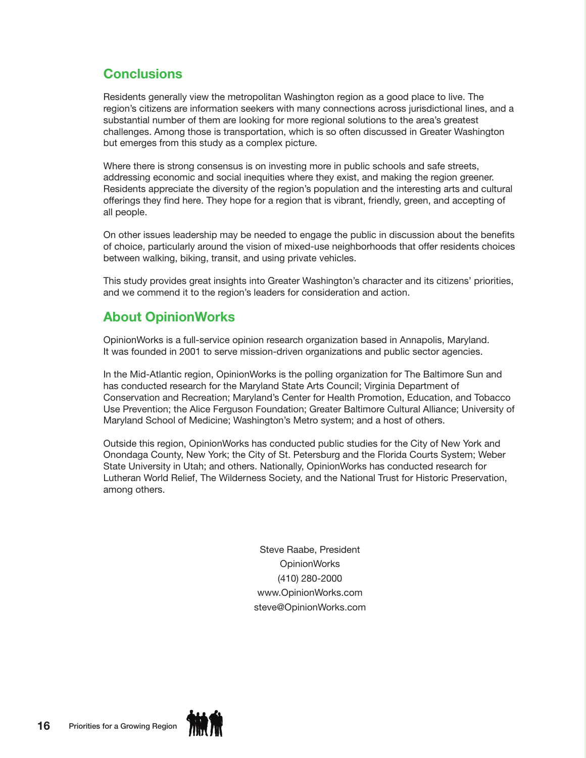## Conclusions

Residents generally view the metropolitan Washington region as a good place to live. The region's citizens are information seekers with many connections across jurisdictional lines, and a substantial number of them are looking for more regional solutions to the area's greatest challenges. Among those is transportation, which is so often discussed in Greater Washington but emerges from this study as a complex picture.

Where there is strong consensus is on investing more in public schools and safe streets, addressing economic and social inequities where they exist, and making the region greener. Residents appreciate the diversity of the region's population and the interesting arts and cultural offerings they find here. They hope for a region that is vibrant, friendly, green, and accepting of all people.

On other issues leadership may be needed to engage the public in discussion about the benefits of choice, particularly around the vision of mixed-use neighborhoods that offer residents choices between walking, biking, transit, and using private vehicles.

This study provides great insights into Greater Washington's character and its citizens' priorities, and we commend it to the region's leaders for consideration and action.

## About OpinionWorks

OpinionWorks is a full-service opinion research organization based in Annapolis, Maryland. It was founded in 2001 to serve mission-driven organizations and public sector agencies.

In the Mid-Atlantic region, OpinionWorks is the polling organization for The Baltimore Sun and has conducted research for the Maryland State Arts Council; Virginia Department of Conservation and Recreation; Maryland's Center for Health Promotion, Education, and Tobacco Use Prevention; the Alice Ferguson Foundation; Greater Baltimore Cultural Alliance; University of Maryland School of Medicine; Washington's Metro system; and a host of others.

Outside this region, OpinionWorks has conducted public studies for the City of New York and Onondaga County, New York; the City of St. Petersburg and the Florida Courts System; Weber State University in Utah; and others. Nationally, OpinionWorks has conducted research for Lutheran World Relief, The Wilderness Society, and the National Trust for Historic Preservation, among others.

Steve Raabe, President
OpinionWorks
(410) 280-2000
www.OpinionWorks.com
steve@OpinionWorks.com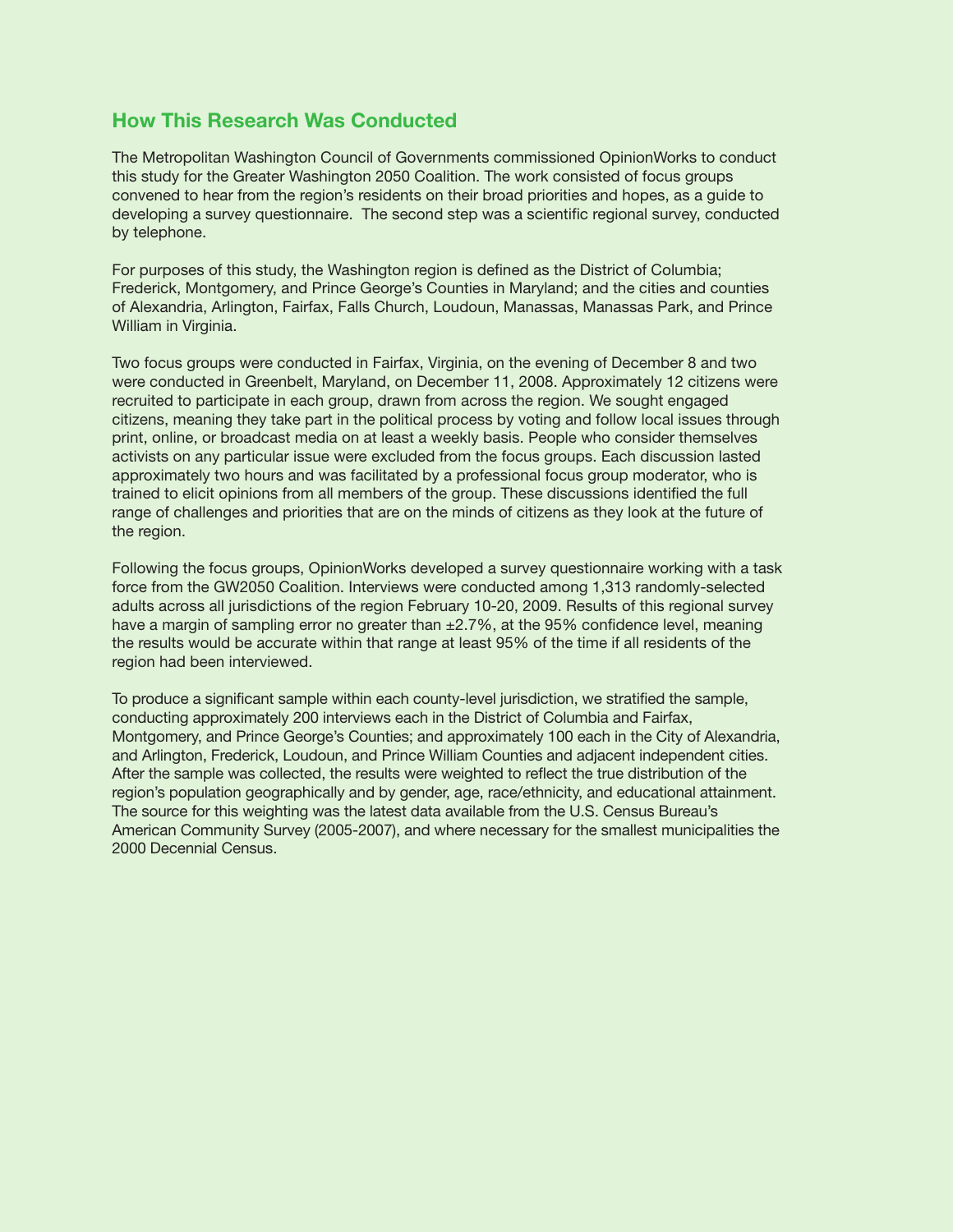## How This Research Was Conducted

The Metropolitan Washington Council of Governments commissioned OpinionWorks to conduct this study for the Greater Washington 2050 Coalition. The work consisted of focus groups convened to hear from the region's residents on their broad priorities and hopes, as a guide to developing a survey questionnaire. The second step was a scientific regional survey, conducted by telephone.

For purposes of this study, the Washington region is defined as the District of Columbia; Frederick, Montgomery, and Prince George's Counties in Maryland; and the cities and counties of Alexandria, Arlington, Fairfax, Falls Church, Loudoun, Manassas, Manassas Park, and Prince William in Virginia.

Two focus groups were conducted in Fairfax, Virginia, on the evening of December 8 and two were conducted in Greenbelt, Maryland, on December 11, 2008. Approximately 12 citizens were recruited to participate in each group, drawn from across the region. We sought engaged citizens, meaning they take part in the political process by voting and follow local issues through print, online, or broadcast media on at least a weekly basis. People who consider themselves activists on any particular issue were excluded from the focus groups. Each discussion lasted approximately two hours and was facilitated by a professional focus group moderator, who is trained to elicit opinions from all members of the group. These discussions identified the full range of challenges and priorities that are on the minds of citizens as they look at the future of the region.

Following the focus groups, OpinionWorks developed a survey questionnaire working with a task force from the GW2050 Coalition. Interviews were conducted among 1,313 randomly-selected adults across all jurisdictions of the region February 10-20, 2009. Results of this regional survey have a margin of sampling error no greater than ±2.7%, at the 95% confidence level, meaning the results would be accurate within that range at least 95% of the time if all residents of the region had been interviewed.

To produce a significant sample within each county-level jurisdiction, we stratified the sample, conducting approximately 200 interviews each in the District of Columbia and Fairfax, Montgomery, and Prince George's Counties; and approximately 100 each in the City of Alexandria, and Arlington, Frederick, Loudoun, and Prince William Counties and adjacent independent cities. After the sample was collected, the results were weighted to reflect the true distribution of the region's population geographically and by gender, age, race/ethnicity, and educational attainment. The source for this weighting was the latest data available from the U.S. Census Bureau's American Community Survey (2005-2007), and where necessary for the smallest municipalities the 2000 Decennial Census.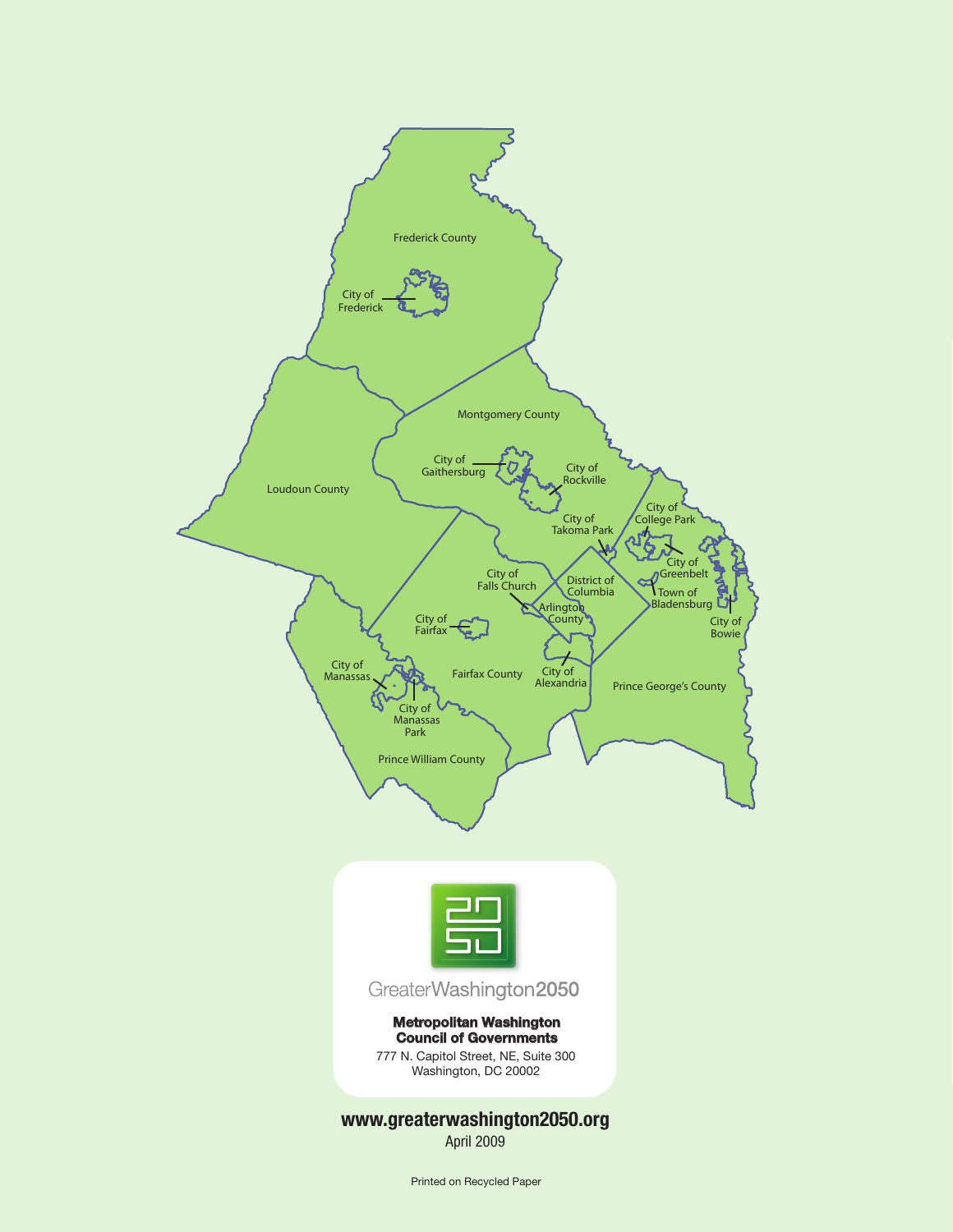Frederick County

City of Frederick

Loudoun County

Montgomery County

City of Gaithersburg

City of Rockville

City of Takoma Park

City of College Park

City of Greenbelt

Town of Bladensburg

City of Bowie

District of Columbia

City of Falls Church

Arlington County

City of Fairfax

Fairfax County

City of Alexandria

Prince George's County

City of Manassas

City of Manassas Park

Prince William County

GreaterWashington2050

**Metropolitan Washington Council of Governments**
777 N. Capitol Street, NE, Suite 300
Washington, DC 20002

**www.greaterwashington2050.org**
April 2009

Printed on Recycled Paper